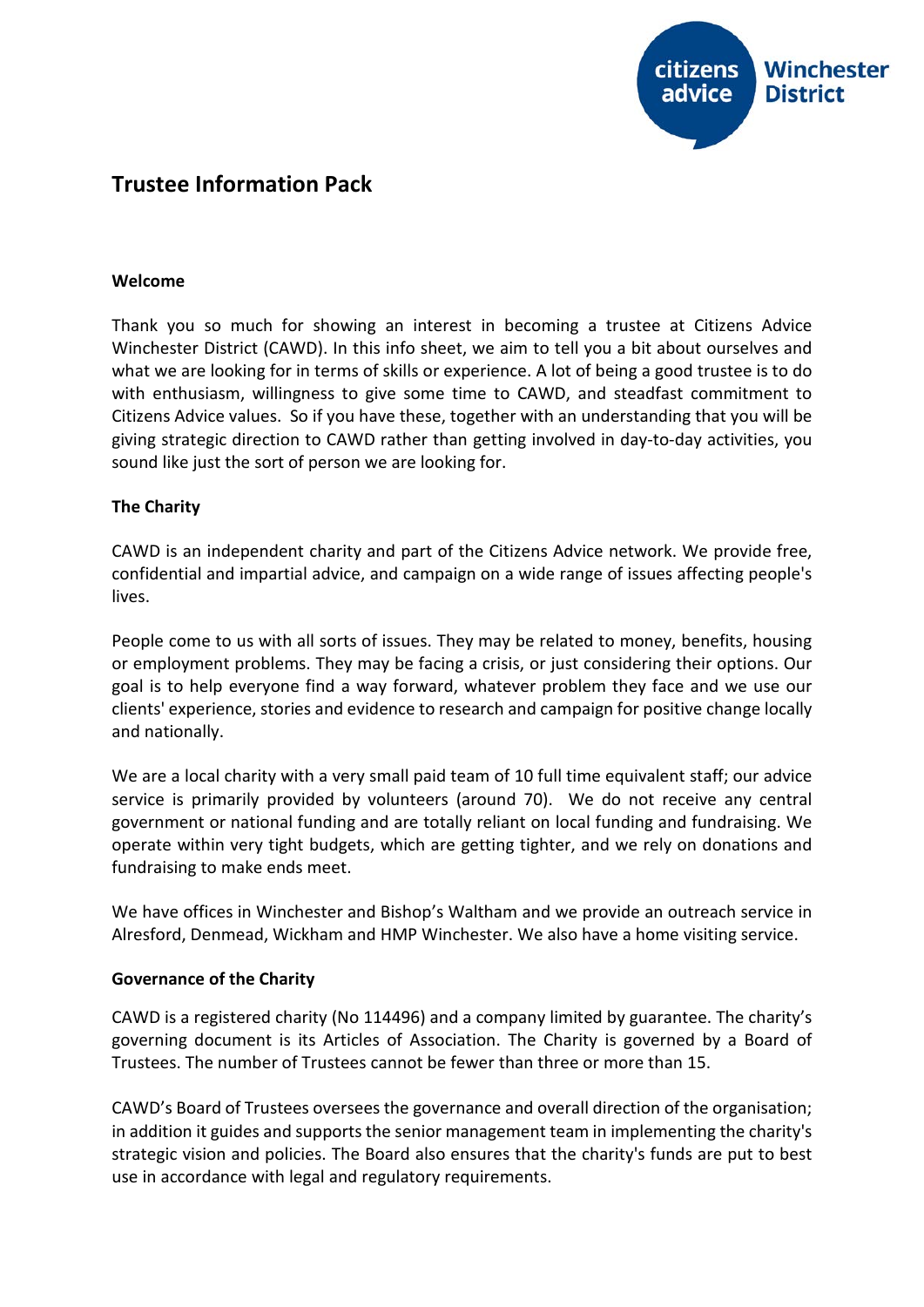# Trustee Information Pack

## Welcome

Thank you so much for showing an interest in becoming a trustee at Citizens Advice Winchester District (CAWD). In this info sheet, we aim to tell you a bit about ourselves and what we are looking for in terms of skills or experience. A lot of being a good trustee is to do with enthusiasm, willingness to give some time to CAWD, and steadfast commitment to Citizens Advice values. So if you have these, together with an understanding that you will be giving strategic direction to CAWD rather than getting involved in day-to-day activities, you sound like just the sort of person we are looking for.

## The Charity

CAWD is an independent charity and part of the Citizens Advice network. We provide free, confidential and impartial advice, and campaign on a wide range of issues affecting people's lives.

People come to us with all sorts of issues. They may be related to money, benefits, housing or employment problems. They may be facing a crisis, or just considering their options. Our goal is to help everyone find a way forward, whatever problem they face and we use our clients' experience, stories and evidence to research and campaign for positive change locally and nationally.

We are a local charity with a very small paid team of 10 full time equivalent staff; our advice service is primarily provided by volunteers (around 70). We do not receive any central government or national funding and are totally reliant on local funding and fundraising. We operate within very tight budgets, which are getting tighter, and we rely on donations and fundraising to make ends meet.

We have offices in Winchester and Bishop's Waltham and we provide an outreach service in Alresford, Denmead, Wickham and HMP Winchester. We also have a home visiting service.

## Governance of the Charity

CAWD is a registered charity (No 114496) and a company limited by guarantee. The charity's governing document is its Articles of Association. The Charity is governed by a Board of Trustees. The number of Trustees cannot be fewer than three or more than 15.

CAWD's Board of Trustees oversees the governance and overall direction of the organisation; in addition it guides and supports the senior management team in implementing the charity's strategic vision and policies. The Board also ensures that the charity's funds are put to best use in accordance with legal and regulatory requirements.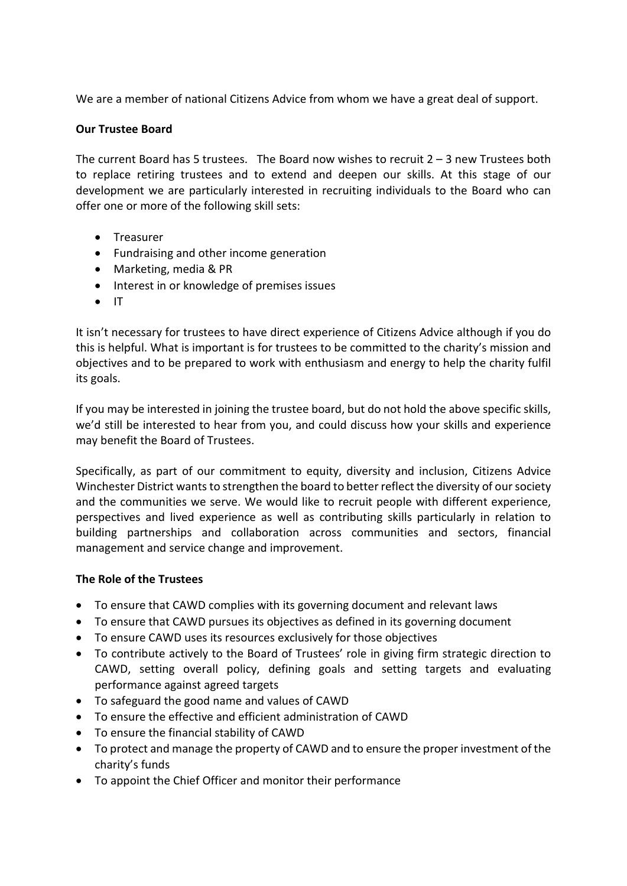We are a member of national Citizens Advice from whom we have a great deal of support.

**Our Trustee Board**

The current Board has 5 trustees. The Board now wishes to recruit 2 – 3 new Trustees both to replace retiring trustees and to extend and deepen our skills. At this stage of our development we are particularly interested in recruiting individuals to the Board who can offer one or more of the following skill sets:

- Treasurer
- Fundraising and other income generation
- Marketing, media & PR
- Interest in or knowledge of premises issues
- IT

It isn't necessary for trustees to have direct experience of Citizens Advice although if you do this is helpful. What is important is for trustees to be committed to the charity's mission and objectives and to be prepared to work with enthusiasm and energy to help the charity fulfil its goals.

If you may be interested in joining the trustee board, but do not hold the above specific skills, we'd still be interested to hear from you, and could discuss how your skills and experience may benefit the Board of Trustees.

Specifically, as part of our commitment to equity, diversity and inclusion, Citizens Advice Winchester District wants to strengthen the board to better reflect the diversity of our society and the communities we serve. We would like to recruit people with different experience, perspectives and lived experience as well as contributing skills particularly in relation to building partnerships and collaboration across communities and sectors, financial management and service change and improvement.

**The Role of the Trustees**

- To ensure that CAWD complies with its governing document and relevant laws
- To ensure that CAWD pursues its objectives as defined in its governing document
- To ensure CAWD uses its resources exclusively for those objectives
- To contribute actively to the Board of Trustees' role in giving firm strategic direction to CAWD, setting overall policy, defining goals and setting targets and evaluating performance against agreed targets
- To safeguard the good name and values of CAWD
- To ensure the effective and efficient administration of CAWD
- To ensure the financial stability of CAWD
- To protect and manage the property of CAWD and to ensure the proper investment of the charity's funds
- To appoint the Chief Officer and monitor their performance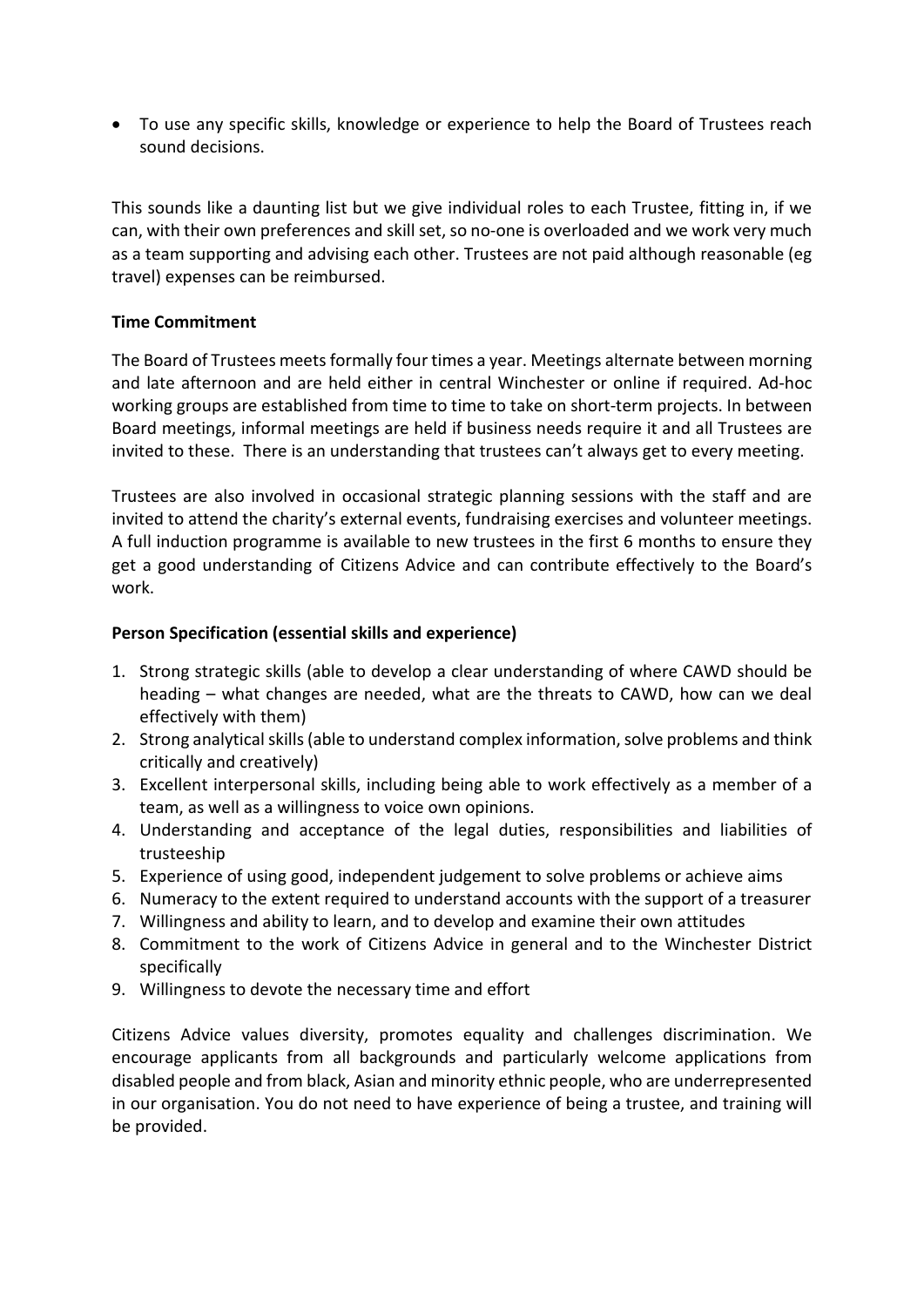- To use any specific skills, knowledge or experience to help the Board of Trustees reach sound decisions.

This sounds like a daunting list but we give individual roles to each Trustee, fitting in, if we can, with their own preferences and skill set, so no-one is overloaded and we work very much as a team supporting and advising each other. Trustees are not paid although reasonable (eg travel) expenses can be reimbursed.

**Time Commitment**

The Board of Trustees meets formally four times a year. Meetings alternate between morning and late afternoon and are held either in central Winchester or online if required. Ad-hoc working groups are established from time to time to take on short-term projects. In between Board meetings, informal meetings are held if business needs require it and all Trustees are invited to these. There is an understanding that trustees can't always get to every meeting.

Trustees are also involved in occasional strategic planning sessions with the staff and are invited to attend the charity's external events, fundraising exercises and volunteer meetings. A full induction programme is available to new trustees in the first 6 months to ensure they get a good understanding of Citizens Advice and can contribute effectively to the Board's work.

**Person Specification (essential skills and experience)**

1. Strong strategic skills (able to develop a clear understanding of where CAWD should be heading – what changes are needed, what are the threats to CAWD, how can we deal effectively with them)
2. Strong analytical skills (able to understand complex information, solve problems and think critically and creatively)
3. Excellent interpersonal skills, including being able to work effectively as a member of a team, as well as a willingness to voice own opinions.
4. Understanding and acceptance of the legal duties, responsibilities and liabilities of trusteeship
5. Experience of using good, independent judgement to solve problems or achieve aims
6. Numeracy to the extent required to understand accounts with the support of a treasurer
7. Willingness and ability to learn, and to develop and examine their own attitudes
8. Commitment to the work of Citizens Advice in general and to the Winchester District specifically
9. Willingness to devote the necessary time and effort

Citizens Advice values diversity, promotes equality and challenges discrimination. We encourage applicants from all backgrounds and particularly welcome applications from disabled people and from black, Asian and minority ethnic people, who are underrepresented in our organisation. You do not need to have experience of being a trustee, and training will be provided.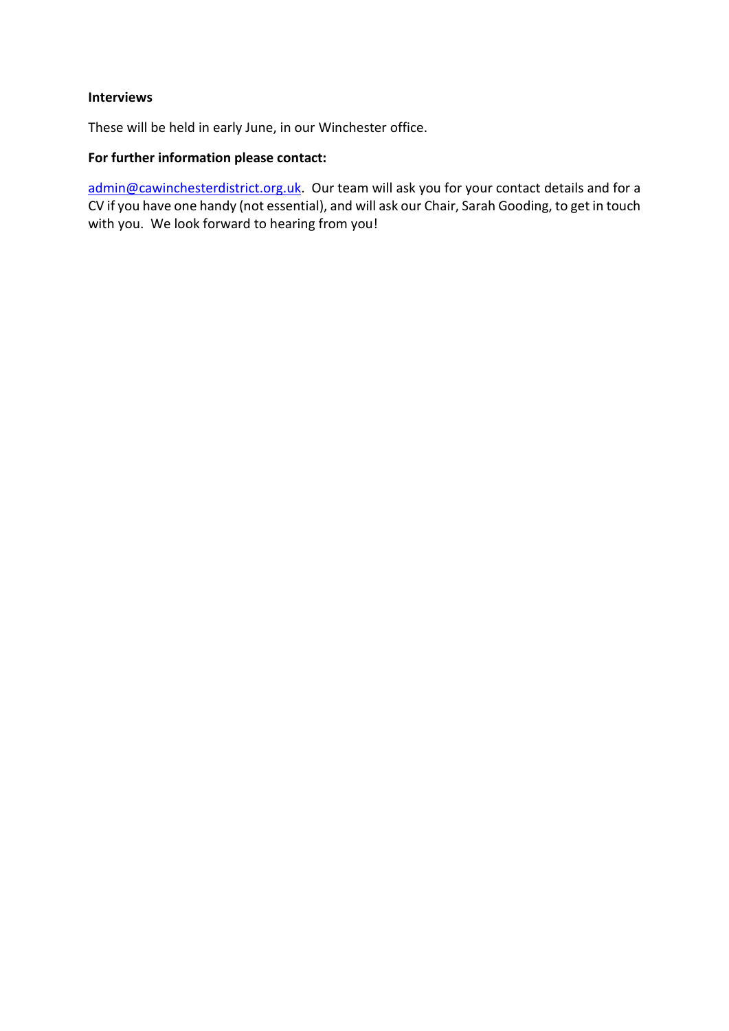**Interviews**

These will be held in early June, in our Winchester office.

**For further information please contact:**

admin@cawinchesterdistrict.org.uk. Our team will ask you for your contact details and for a CV if you have one handy (not essential), and will ask our Chair, Sarah Gooding, to get in touch with you. We look forward to hearing from you!